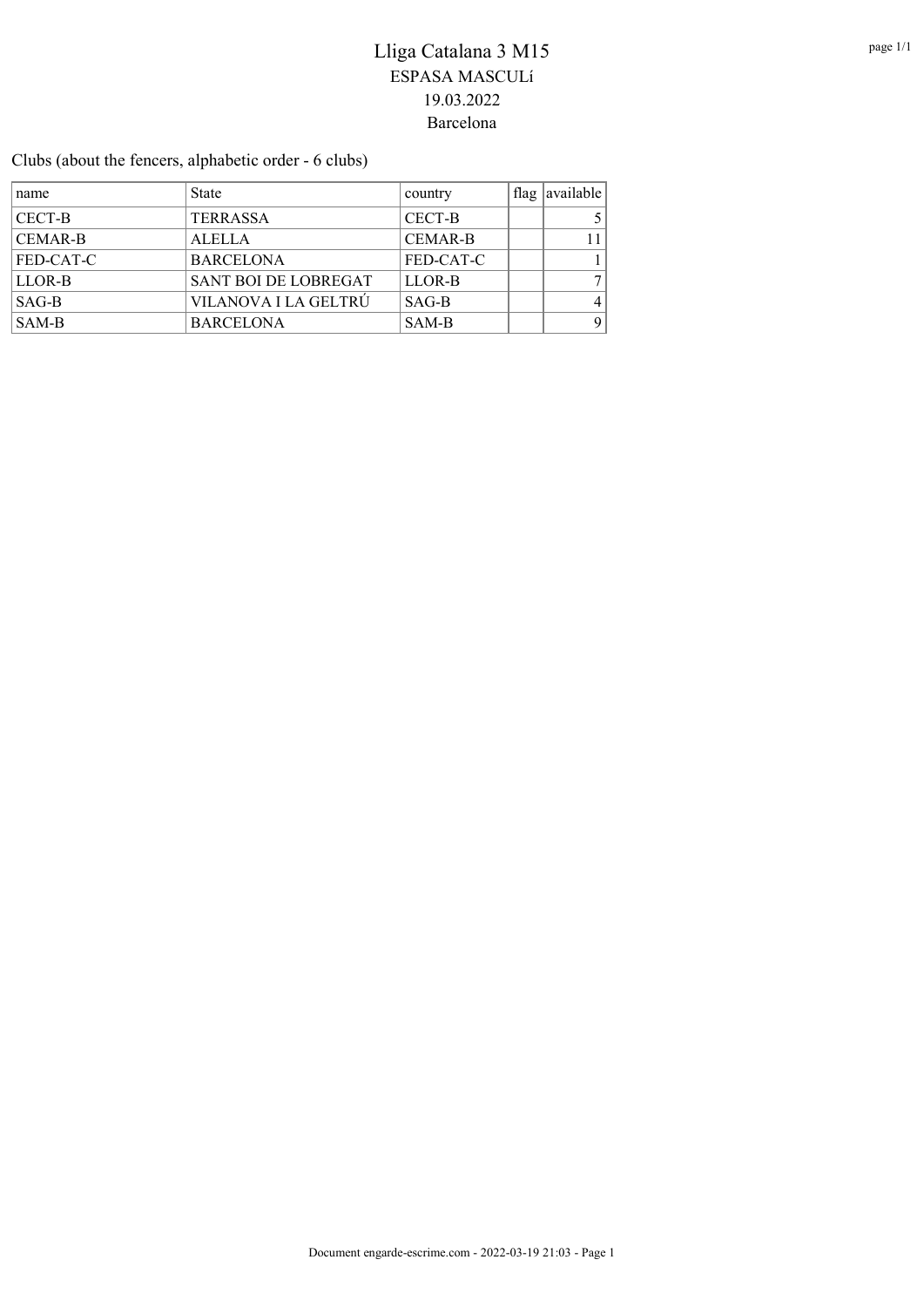# Lliga Catalana 3 M15

ESPASA MASCULí

19.03.2022

Barcelona

Clubs (about the fencers, alphabetic order - 6 clubs)

| name | State | country | flag | available |
|---|---|---|---|---|
| CECT-B | TERRASSA | CECT-B | | 5 |
| CEMAR-B | ALELLA | CEMAR-B | | 11 |
| FED-CAT-C | BARCELONA | FED-CAT-C | | 1 |
| LLOR-B | SANT BOI DE LOBREGAT | LLOR-B | | 7 |
| SAG-B | VILANOVA I LA GELTRÚ | SAG-B | | 4 |
| SAM-B | BARCELONA | SAM-B | | 9 |

Document engarde-escrime.com - 2022-03-19 21:03 - Page 1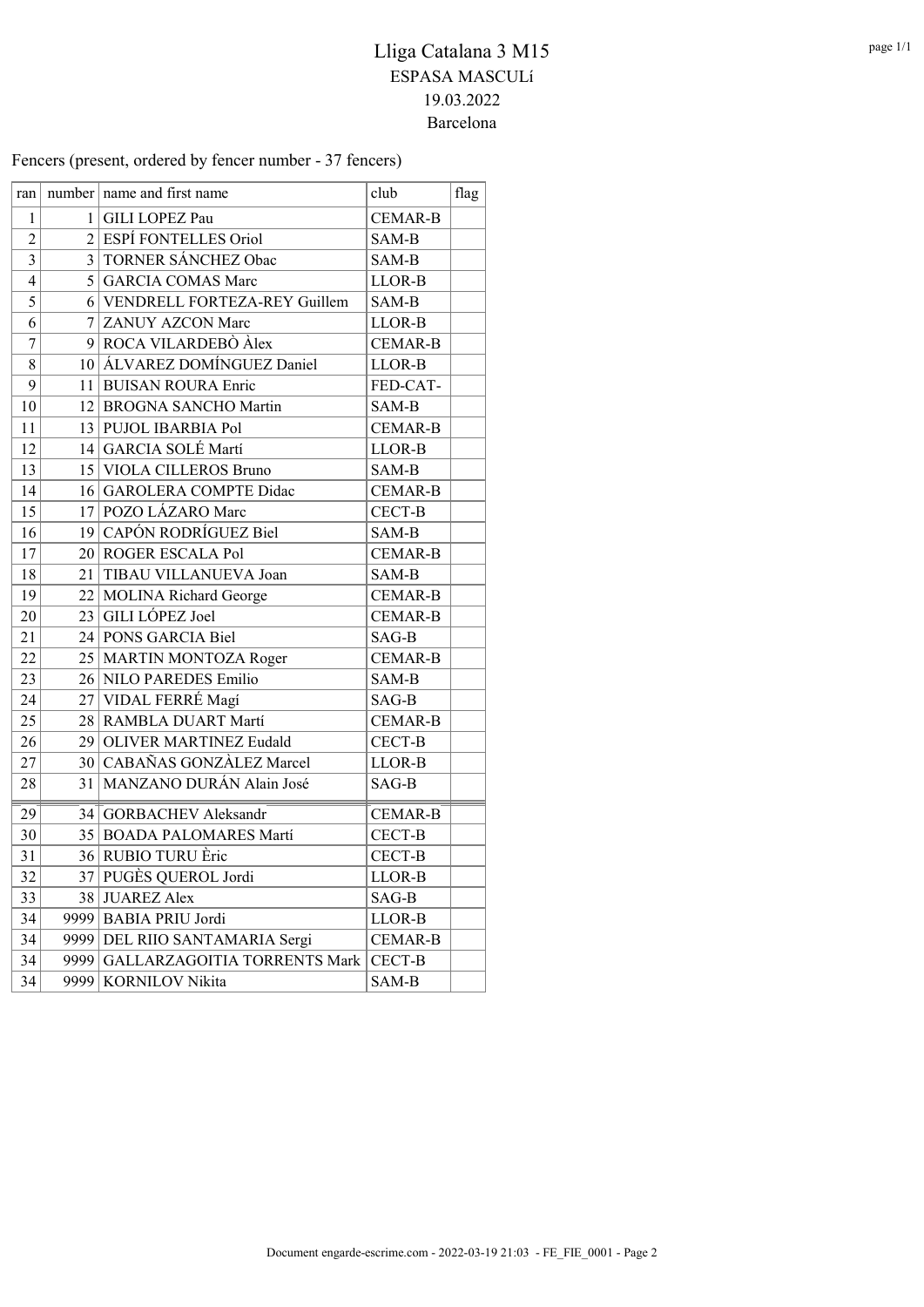# Lliga Catalana 3 M15

ESPASA MASCULí

19.03.2022

Barcelona

Fencers (present, ordered by fencer number - 37 fencers)

| ran | number | name and first name | club | flag |
|---|---|---|---|---|
| 1 | 1 | GILI LOPEZ Pau | CEMAR-B | |
| 2 | 2 | ESPÍ FONTELLES Oriol | SAM-B | |
| 3 | 3 | TORNER SÁNCHEZ Obac | SAM-B | |
| 4 | 5 | GARCIA COMAS Marc | LLOR-B | |
| 5 | 6 | VENDRELL FORTEZA-REY Guillem | SAM-B | |
| 6 | 7 | ZANUY AZCON Marc | LLOR-B | |
| 7 | 9 | ROCA VILARDEBÒ Àlex | CEMAR-B | |
| 8 | 10 | ÁLVAREZ DOMÍNGUEZ Daniel | LLOR-B | |
| 9 | 11 | BUISAN ROURA Enric | FED-CAT- | |
| 10 | 12 | BROGNA SANCHO Martin | SAM-B | |
| 11 | 13 | PUJOL IBARBIA Pol | CEMAR-B | |
| 12 | 14 | GARCIA SOLÉ Martí | LLOR-B | |
| 13 | 15 | VIOLA CILLEROS Bruno | SAM-B | |
| 14 | 16 | GAROLERA COMPTE Didac | CEMAR-B | |
| 15 | 17 | POZO LÁZARO Marc | CECT-B | |
| 16 | 19 | CAPÓN RODRÍGUEZ Biel | SAM-B | |
| 17 | 20 | ROGER ESCALA Pol | CEMAR-B | |
| 18 | 21 | TIBAU VILLANUEVA Joan | SAM-B | |
| 19 | 22 | MOLINA Richard George | CEMAR-B | |
| 20 | 23 | GILI LÓPEZ Joel | CEMAR-B | |
| 21 | 24 | PONS GARCIA Biel | SAG-B | |
| 22 | 25 | MARTIN MONTOZA Roger | CEMAR-B | |
| 23 | 26 | NILO PAREDES Emilio | SAM-B | |
| 24 | 27 | VIDAL FERRÉ Magí | SAG-B | |
| 25 | 28 | RAMBLA DUART Martí | CEMAR-B | |
| 26 | 29 | OLIVER MARTINEZ Eudald | CECT-B | |
| 27 | 30 | CABAÑAS GONZÀLEZ Marcel | LLOR-B | |
| 28 | 31 | MANZANO DURÁN Alain José | SAG-B | |
| 29 | 34 | GORBACHEV Aleksandr | CEMAR-B | |
| 30 | 35 | BOADA PALOMARES Martí | CECT-B | |
| 31 | 36 | RUBIO TURU Èric | CECT-B | |
| 32 | 37 | PUGÈS QUEROL Jordi | LLOR-B | |
| 33 | 38 | JUAREZ Alex | SAG-B | |
| 34 | 9999 | BABIA PRIU Jordi | LLOR-B | |
| 34 | 9999 | DEL RIIO SANTAMARIA Sergi | CEMAR-B | |
| 34 | 9999 | GALLARZAGOITIA TORRENTS Mark | CECT-B | |
| 34 | 9999 | KORNILOV Nikita | SAM-B | |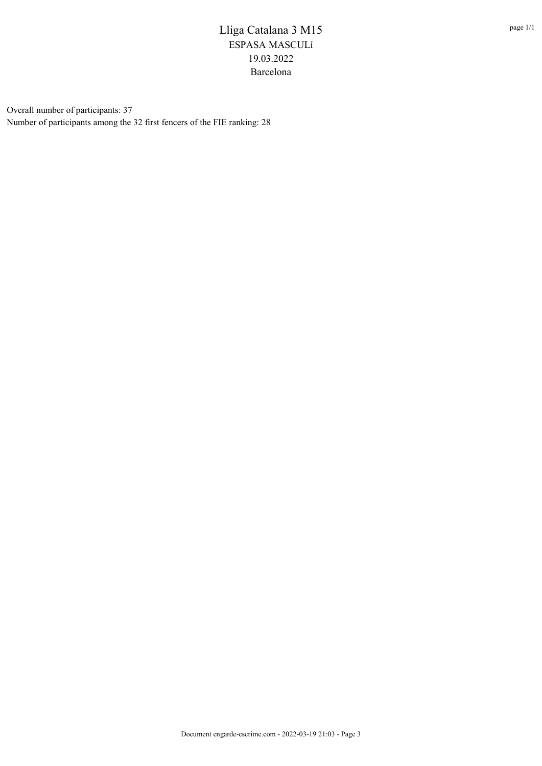# Lliga Catalana 3 M15

ESPASA MASCULí

19.03.2022

Barcelona

Overall number of participants: 37

Number of participants among the 32 first fencers of the FIE ranking: 28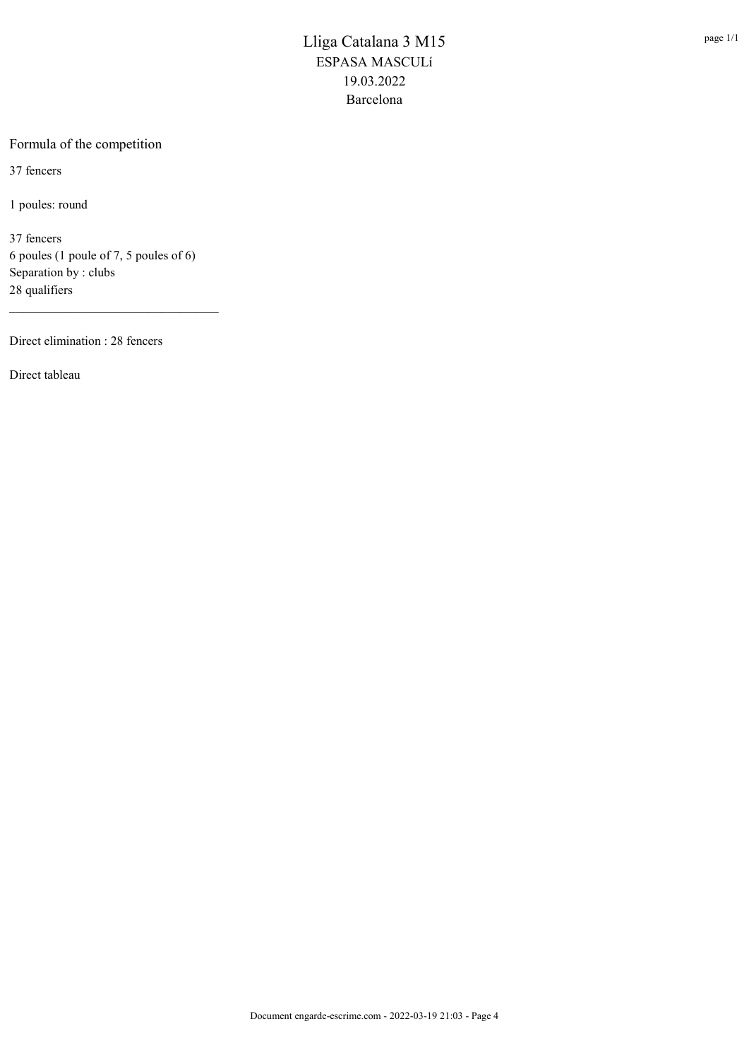# Lliga Catalana 3 M15

ESPASA MASCULí
19.03.2022
Barcelona

## Formula of the competition

37 fencers

1 poules: round

37 fencers
6 poules (1 poule of 7, 5 poules of 6)
Separation by : clubs
28 qualifiers

---

Direct elimination : 28 fencers

Direct tableau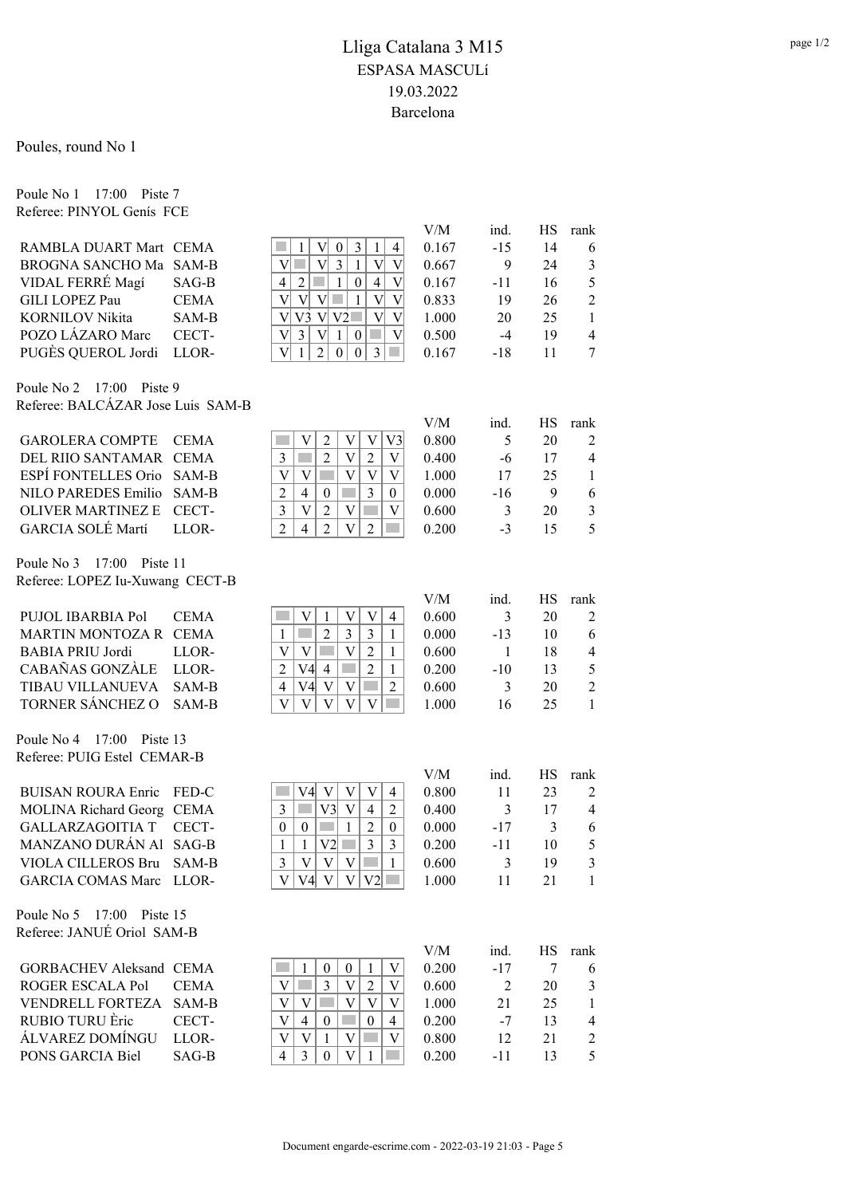# Lliga Catalana 3 M15

## ESPASA MASCULí

19.03.2022

Barcelona

Poules, round No 1

### Poule No 1 17:00 Piste 7

Referee: PINYOL Genís FCE

| Name | Club | 1 | 2 | 3 | 4 | 5 | 6 | 7 | V/M | ind. | HS | rank |
|---|---|---|---|---|---|---|---|---|---|---|---|---|
| RAMBLA DUART Mart | CEMA | | 1 | V | 0 | 3 | 1 | 4 | 0.167 | -15 | 14 | 6 |
| BROGNA SANCHO Ma | SAM-B | V | | V | 3 | 1 | V | V | 0.667 | 9 | 24 | 3 |
| VIDAL FERRÉ Magí | SAG-B | 4 | 2 | | 1 | 0 | 4 | V | 0.167 | -11 | 16 | 5 |
| GILI LOPEZ Pau | CEMA | V | V | V | | 1 | V | V | 0.833 | 19 | 26 | 2 |
| KORNILOV Nikita | SAM-B | V | V3 | V | V2 | | V | V | 1.000 | 20 | 25 | 1 |
| POZO LÁZARO Marc | CECT- | V | 3 | V | 1 | 0 | | V | 0.500 | -4 | 19 | 4 |
| PUGÈS QUEROL Jordi | LLOR- | V | 1 | 2 | 0 | 0 | 3 | | 0.167 | -18 | 11 | 7 |

### Poule No 2 17:00 Piste 9

Referee: BALCÁZAR Jose Luis SAM-B

| Name | Club | 1 | 2 | 3 | 4 | 5 | 6 | V/M | ind. | HS | rank |
|---|---|---|---|---|---|---|---|---|---|---|---|
| GAROLERA COMPTE | CEMA | | V | 2 | V | V | V3 | 0.800 | 5 | 20 | 2 |
| DEL RIIO SANTAMAR | CEMA | 3 | | 2 | V | 2 | V | 0.400 | -6 | 17 | 4 |
| ESPÍ FONTELLES Orio | SAM-B | V | V | | V | V | V | 1.000 | 17 | 25 | 1 |
| NILO PAREDES Emilio | SAM-B | 2 | 4 | 0 | | 3 | 0 | 0.000 | -16 | 9 | 6 |
| OLIVER MARTINEZ E | CECT- | 3 | V | 2 | V | | V | 0.600 | 3 | 20 | 3 |
| GARCIA SOLÉ Martí | LLOR- | 2 | 4 | 2 | V | 2 | | 0.200 | -3 | 15 | 5 |

### Poule No 3 17:00 Piste 11

Referee: LOPEZ Iu-Xuwang CECT-B

| Name | Club | 1 | 2 | 3 | 4 | 5 | 6 | V/M | ind. | HS | rank |
|---|---|---|---|---|---|---|---|---|---|---|---|
| PUJOL IBARBIA Pol | CEMA | | V | 1 | V | V | 4 | 0.600 | 3 | 20 | 2 |
| MARTIN MONTOZA R | CEMA | 1 | | 2 | 3 | 3 | 1 | 0.000 | -13 | 10 | 6 |
| BABIA PRIU Jordi | LLOR- | V | V | | V | 2 | 1 | 0.600 | 1 | 18 | 4 |
| CABAÑAS GONZÀLE | LLOR- | 2 | V4 | 4 | | 2 | 1 | 0.200 | -10 | 13 | 5 |
| TIBAU VILLANUEVA | SAM-B | 4 | V4 | V | V | | 2 | 0.600 | 3 | 20 | 2 |
| TORNER SÁNCHEZ O | SAM-B | V | V | V | V | V | | 1.000 | 16 | 25 | 1 |

### Poule No 4 17:00 Piste 13

Referee: PUIG Estel CEMAR-B

| Name | Club | 1 | 2 | 3 | 4 | 5 | 6 | V/M | ind. | HS | rank |
|---|---|---|---|---|---|---|---|---|---|---|---|
| BUISAN ROURA Enric | FED-C | | V4 | V | V | V | 4 | 0.800 | 11 | 23 | 2 |
| MOLINA Richard Georg | CEMA | 3 | | V3 | V | 4 | 2 | 0.400 | 3 | 17 | 4 |
| GALLARZAGOITIA T | CECT- | 0 | 0 | | 1 | 2 | 0 | 0.000 | -17 | 3 | 6 |
| MANZANO DURÁN Al | SAG-B | 1 | 1 | V2 | | 3 | 3 | 0.200 | -11 | 10 | 5 |
| VIOLA CILLEROS Bru | SAM-B | 3 | V | V | V | | 1 | 0.600 | 3 | 19 | 3 |
| GARCIA COMAS Marc | LLOR- | V | V4 | V | V | V2 | | 1.000 | 11 | 21 | 1 |

### Poule No 5 17:00 Piste 15

Referee: JANUÉ Oriol SAM-B

| Name | Club | 1 | 2 | 3 | 4 | 5 | 6 | V/M | ind. | HS | rank |
|---|---|---|---|---|---|---|---|---|---|---|---|
| GORBACHEV Aleksand | CEMA | | 1 | 0 | 0 | 1 | V | 0.200 | -17 | 7 | 6 |
| ROGER ESCALA Pol | CEMA | V | | 3 | V | 2 | V | 0.600 | 2 | 20 | 3 |
| VENDRELL FORTEZA | SAM-B | V | V | | V | V | V | 1.000 | 21 | 25 | 1 |
| RUBIO TURU Èric | CECT- | V | 4 | 0 | | 0 | 4 | 0.200 | -7 | 13 | 4 |
| ÁLVAREZ DOMÍNGU | LLOR- | V | V | 1 | V | | V | 0.800 | 12 | 21 | 2 |
| PONS GARCIA Biel | SAG-B | 4 | 3 | 0 | V | 1 | | 0.200 | -11 | 13 | 5 |

Document engarde-escrime.com - 2022-03-19 21:03 - Page 5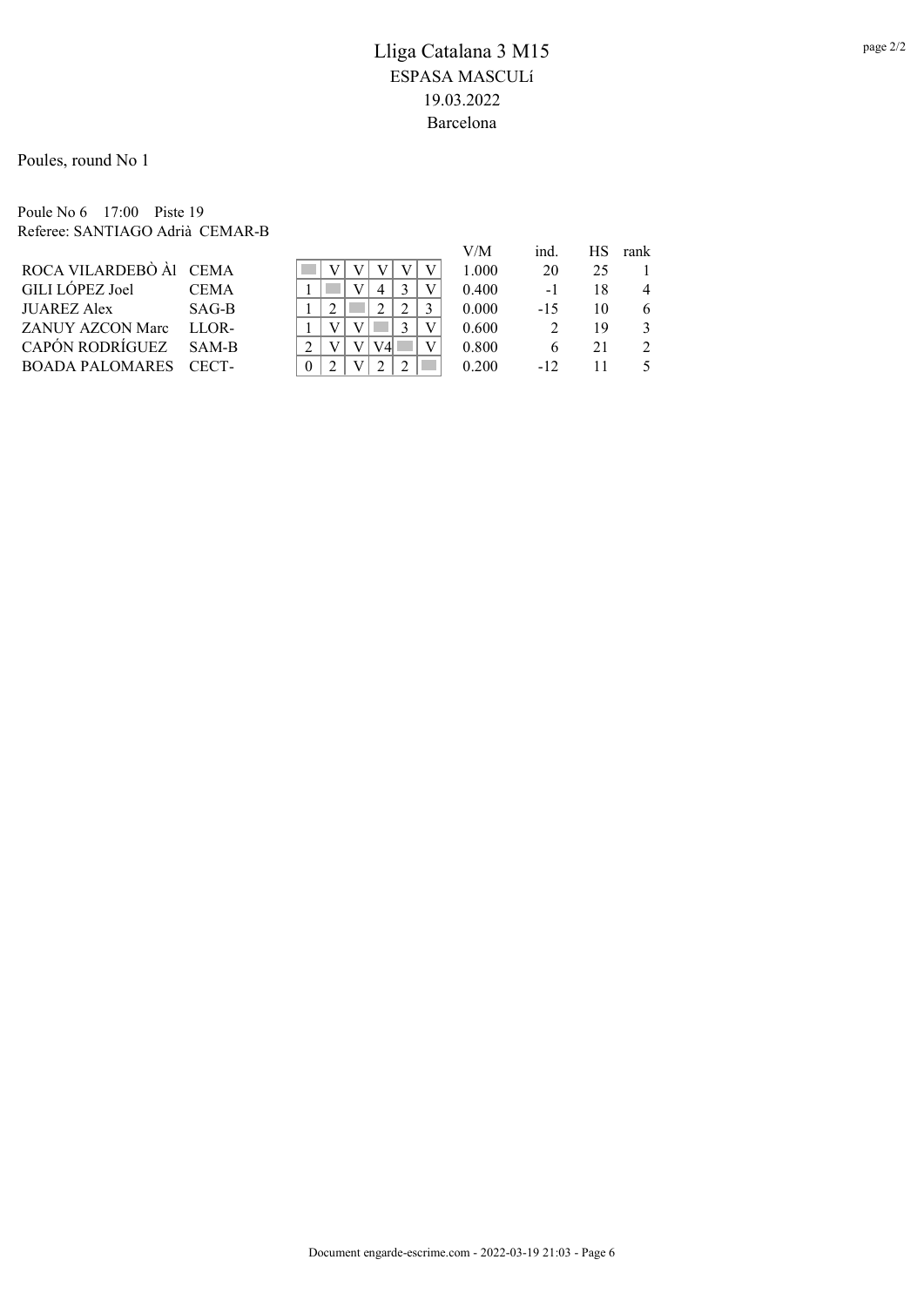# Lliga Catalana 3 M15

ESPASA MASCULí

19.03.2022

Barcelona

Poules, round No 1

Poule No 6    17:00    Piste 19

Referee: SANTIAGO Adrià  CEMAR-B

| Name | Club | 1 | 2 | 3 | 4 | 5 | 6 | V/M | ind. | HS | rank |
|---|---|---|---|---|---|---|---|---|---|---|---|
| ROCA VILARDEBÒ Àl | CEMA | | V | V | V | V | V | 1.000 | 20 | 25 | 1 |
| GILI LÓPEZ Joel | CEMA | 1 | | V | 4 | 3 | V | 0.400 | -1 | 18 | 4 |
| JUAREZ Alex | SAG-B | 1 | 2 | | 2 | 2 | 3 | 0.000 | -15 | 10 | 6 |
| ZANUY AZCON Marc | LLOR- | 1 | V | V | | 3 | V | 0.600 | 2 | 19 | 3 |
| CAPÓN RODRÍGUEZ | SAM-B | 2 | V | V | V4 | | V | 0.800 | 6 | 21 | 2 |
| BOADA PALOMARES | CECT- | 0 | 2 | V | 2 | 2 | | 0.200 | -12 | 11 | 5 |

Document engarde-escrime.com - 2022-03-19 21:03 - Page 6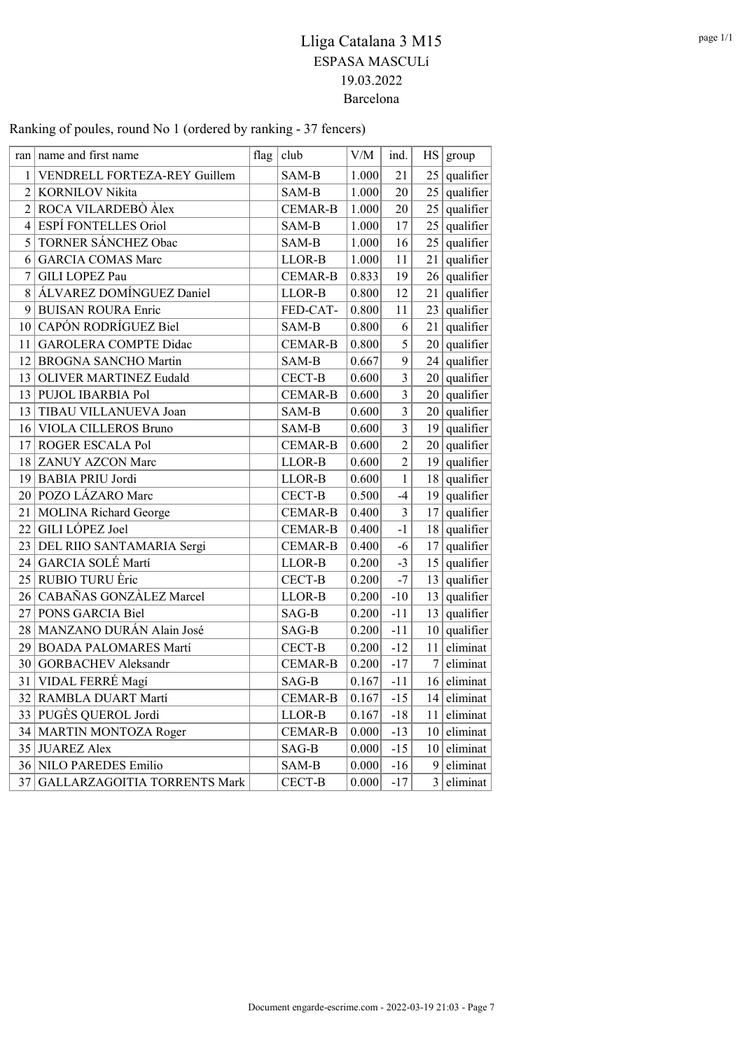# Lliga Catalana 3 M15

## ESPASA MASCULí

19.03.2022

Barcelona

Ranking of poules, round No 1 (ordered by ranking - 37 fencers)

| ran | name and first name | flag | club | V/M | ind. | HS | group |
|---|---|---|---|---|---|---|---|
| 1 | VENDRELL FORTEZA-REY Guillem | | SAM-B | 1.000 | 21 | 25 | qualifier |
| 2 | KORNILOV Nikita | | SAM-B | 1.000 | 20 | 25 | qualifier |
| 2 | ROCA VILARDEBÒ Àlex | | CEMAR-B | 1.000 | 20 | 25 | qualifier |
| 4 | ESPÍ FONTELLES Oriol | | SAM-B | 1.000 | 17 | 25 | qualifier |
| 5 | TORNER SÁNCHEZ Obac | | SAM-B | 1.000 | 16 | 25 | qualifier |
| 6 | GARCIA COMAS Marc | | LLOR-B | 1.000 | 11 | 21 | qualifier |
| 7 | GILI LOPEZ Pau | | CEMAR-B | 0.833 | 19 | 26 | qualifier |
| 8 | ÁLVAREZ DOMÍNGUEZ Daniel | | LLOR-B | 0.800 | 12 | 21 | qualifier |
| 9 | BUISAN ROURA Enric | | FED-CAT- | 0.800 | 11 | 23 | qualifier |
| 10 | CAPÓN RODRÍGUEZ Biel | | SAM-B | 0.800 | 6 | 21 | qualifier |
| 11 | GAROLERA COMPTE Didac | | CEMAR-B | 0.800 | 5 | 20 | qualifier |
| 12 | BROGNA SANCHO Martin | | SAM-B | 0.667 | 9 | 24 | qualifier |
| 13 | OLIVER MARTINEZ Eudald | | CECT-B | 0.600 | 3 | 20 | qualifier |
| 13 | PUJOL IBARBIA Pol | | CEMAR-B | 0.600 | 3 | 20 | qualifier |
| 13 | TIBAU VILLANUEVA Joan | | SAM-B | 0.600 | 3 | 20 | qualifier |
| 16 | VIOLA CILLEROS Bruno | | SAM-B | 0.600 | 3 | 19 | qualifier |
| 17 | ROGER ESCALA Pol | | CEMAR-B | 0.600 | 2 | 20 | qualifier |
| 18 | ZANUY AZCON Marc | | LLOR-B | 0.600 | 2 | 19 | qualifier |
| 19 | BABIA PRIU Jordi | | LLOR-B | 0.600 | 1 | 18 | qualifier |
| 20 | POZO LÁZARO Marc | | CECT-B | 0.500 | -4 | 19 | qualifier |
| 21 | MOLINA Richard George | | CEMAR-B | 0.400 | 3 | 17 | qualifier |
| 22 | GILI LÓPEZ Joel | | CEMAR-B | 0.400 | -1 | 18 | qualifier |
| 23 | DEL RIIO SANTAMARIA Sergi | | CEMAR-B | 0.400 | -6 | 17 | qualifier |
| 24 | GARCIA SOLÉ Martí | | LLOR-B | 0.200 | -3 | 15 | qualifier |
| 25 | RUBIO TURU Èric | | CECT-B | 0.200 | -7 | 13 | qualifier |
| 26 | CABAÑAS GONZÀLEZ Marcel | | LLOR-B | 0.200 | -10 | 13 | qualifier |
| 27 | PONS GARCIA Biel | | SAG-B | 0.200 | -11 | 13 | qualifier |
| 28 | MANZANO DURÁN Alain José | | SAG-B | 0.200 | -11 | 10 | qualifier |
| 29 | BOADA PALOMARES Martí | | CECT-B | 0.200 | -12 | 11 | eliminat |
| 30 | GORBACHEV Aleksandr | | CEMAR-B | 0.200 | -17 | 7 | eliminat |
| 31 | VIDAL FERRÉ Magí | | SAG-B | 0.167 | -11 | 16 | eliminat |
| 32 | RAMBLA DUART Martí | | CEMAR-B | 0.167 | -15 | 14 | eliminat |
| 33 | PUGÈS QUEROL Jordi | | LLOR-B | 0.167 | -18 | 11 | eliminat |
| 34 | MARTIN MONTOZA Roger | | CEMAR-B | 0.000 | -13 | 10 | eliminat |
| 35 | JUAREZ Alex | | SAG-B | 0.000 | -15 | 10 | eliminat |
| 36 | NILO PAREDES Emilio | | SAM-B | 0.000 | -16 | 9 | eliminat |
| 37 | GALLARZAGOITIA TORRENTS Mark | | CECT-B | 0.000 | -17 | 3 | eliminat |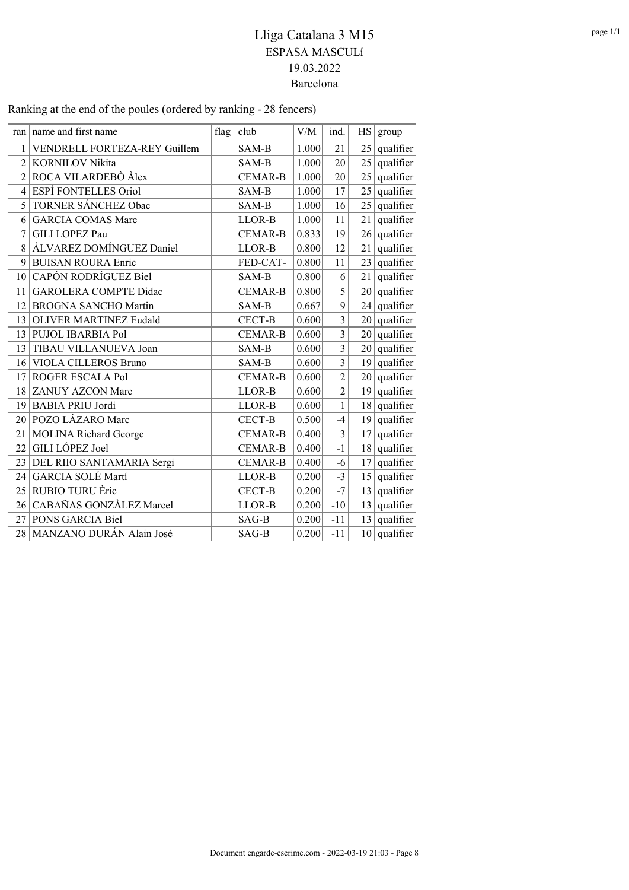# Lliga Catalana 3 M15

## ESPASA MASCULí

## 19.03.2022

## Barcelona

Ranking at the end of the poules (ordered by ranking - 28 fencers)

| ran | name and first name | flag | club | V/M | ind. | HS | group |
|---|---|---|---|---|---|---|---|
| 1 | VENDRELL FORTEZA-REY Guillem | | SAM-B | 1.000 | 21 | 25 | qualifier |
| 2 | KORNILOV Nikita | | SAM-B | 1.000 | 20 | 25 | qualifier |
| 2 | ROCA VILARDEBÒ Àlex | | CEMAR-B | 1.000 | 20 | 25 | qualifier |
| 4 | ESPÍ FONTELLES Oriol | | SAM-B | 1.000 | 17 | 25 | qualifier |
| 5 | TORNER SÁNCHEZ Obac | | SAM-B | 1.000 | 16 | 25 | qualifier |
| 6 | GARCIA COMAS Marc | | LLOR-B | 1.000 | 11 | 21 | qualifier |
| 7 | GILI LOPEZ Pau | | CEMAR-B | 0.833 | 19 | 26 | qualifier |
| 8 | ÁLVAREZ DOMÍNGUEZ Daniel | | LLOR-B | 0.800 | 12 | 21 | qualifier |
| 9 | BUISAN ROURA Enric | | FED-CAT- | 0.800 | 11 | 23 | qualifier |
| 10 | CAPÓN RODRÍGUEZ Biel | | SAM-B | 0.800 | 6 | 21 | qualifier |
| 11 | GAROLERA COMPTE Didac | | CEMAR-B | 0.800 | 5 | 20 | qualifier |
| 12 | BROGNA SANCHO Martin | | SAM-B | 0.667 | 9 | 24 | qualifier |
| 13 | OLIVER MARTINEZ Eudald | | CECT-B | 0.600 | 3 | 20 | qualifier |
| 13 | PUJOL IBARBIA Pol | | CEMAR-B | 0.600 | 3 | 20 | qualifier |
| 13 | TIBAU VILLANUEVA Joan | | SAM-B | 0.600 | 3 | 20 | qualifier |
| 16 | VIOLA CILLEROS Bruno | | SAM-B | 0.600 | 3 | 19 | qualifier |
| 17 | ROGER ESCALA Pol | | CEMAR-B | 0.600 | 2 | 20 | qualifier |
| 18 | ZANUY AZCON Marc | | LLOR-B | 0.600 | 2 | 19 | qualifier |
| 19 | BABIA PRIU Jordi | | LLOR-B | 0.600 | 1 | 18 | qualifier |
| 20 | POZO LÁZARO Marc | | CECT-B | 0.500 | -4 | 19 | qualifier |
| 21 | MOLINA Richard George | | CEMAR-B | 0.400 | 3 | 17 | qualifier |
| 22 | GILI LÓPEZ Joel | | CEMAR-B | 0.400 | -1 | 18 | qualifier |
| 23 | DEL RIIO SANTAMARIA Sergi | | CEMAR-B | 0.400 | -6 | 17 | qualifier |
| 24 | GARCIA SOLÉ Martí | | LLOR-B | 0.200 | -3 | 15 | qualifier |
| 25 | RUBIO TURU Èric | | CECT-B | 0.200 | -7 | 13 | qualifier |
| 26 | CABAÑAS GONZÀLEZ Marcel | | LLOR-B | 0.200 | -10 | 13 | qualifier |
| 27 | PONS GARCIA Biel | | SAG-B | 0.200 | -11 | 13 | qualifier |
| 28 | MANZANO DURÁN Alain José | | SAG-B | 0.200 | -11 | 10 | qualifier |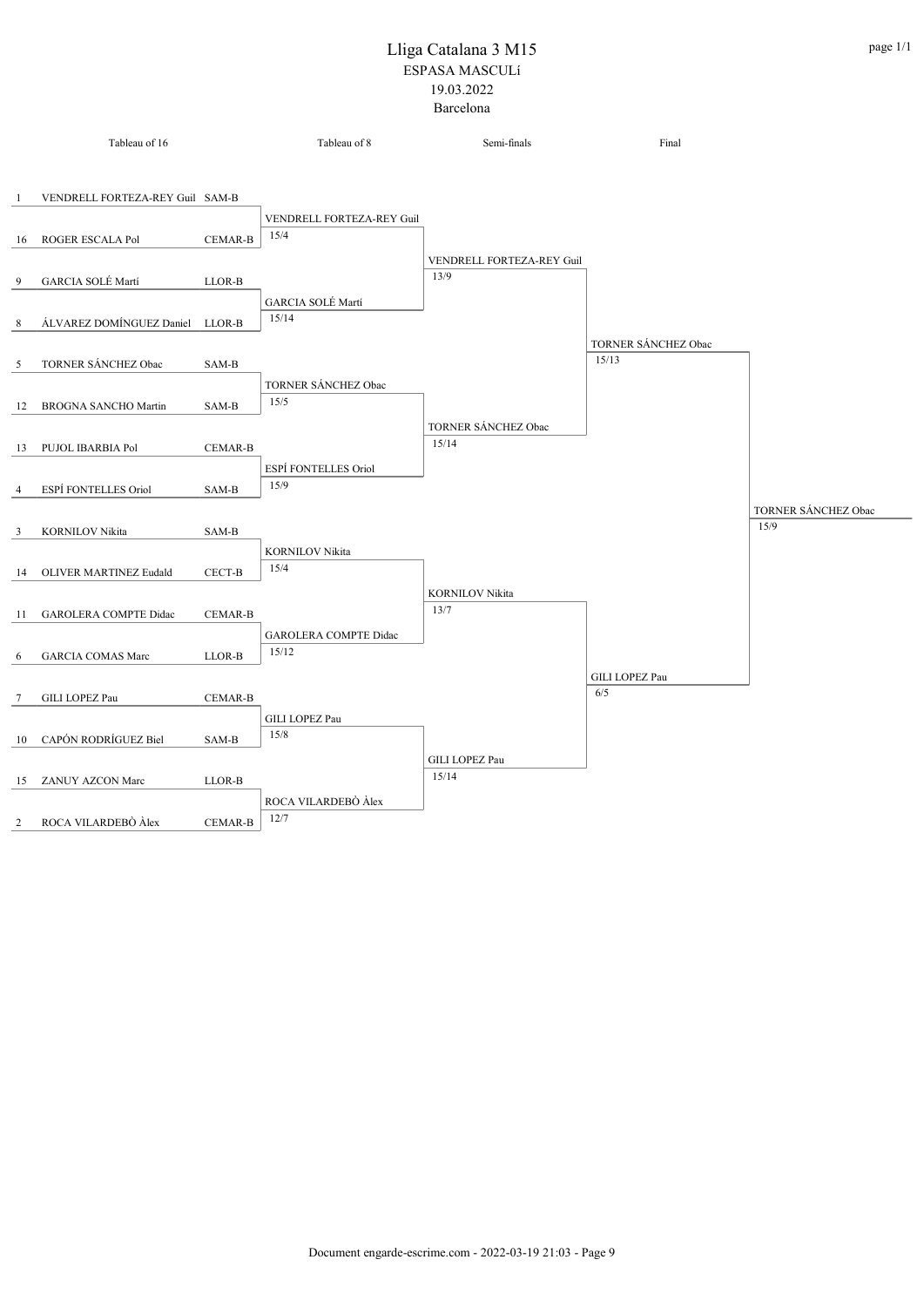# Lliga Catalana 3 M15

ESPASA MASCULí

19.03.2022

Barcelona

## Tableau of 16

| Seed | Name | Club |
|---|---|---|
| 1 | VENDRELL FORTEZA-REY Guil | SAM-B |
| 16 | ROGER ESCALA Pol | CEMAR-B |
| 9 | GARCIA SOLÉ Martí | LLOR-B |
| 8 | ÁLVAREZ DOMÍNGUEZ Daniel | LLOR-B |
| 5 | TORNER SÁNCHEZ Obac | SAM-B |
| 12 | BROGNA SANCHO Martin | SAM-B |
| 13 | PUJOL IBARBIA Pol | CEMAR-B |
| 4 | ESPÍ FONTELLES Oriol | SAM-B |
| 3 | KORNILOV Nikita | SAM-B |
| 14 | OLIVER MARTINEZ Eudald | CECT-B |
| 11 | GAROLERA COMPTE Didac | CEMAR-B |
| 6 | GARCIA COMAS Marc | LLOR-B |
| 7 | GILI LOPEZ Pau | CEMAR-B |
| 10 | CAPÓN RODRÍGUEZ Biel | SAM-B |
| 15 | ZANUY AZCON Marc | LLOR-B |
| 2 | ROCA VILARDEBÒ Àlex | CEMAR-B |

## Tableau of 8

| Winner | Score |
|---|---|
| VENDRELL FORTEZA-REY Guil | 15/4 |
| GARCIA SOLÉ Martí | 15/14 |
| TORNER SÁNCHEZ Obac | 15/5 |
| ESPÍ FONTELLES Oriol | 15/9 |
| KORNILOV Nikita | 15/4 |
| GAROLERA COMPTE Didac | 15/12 |
| GILI LOPEZ Pau | 15/8 |
| ROCA VILARDEBÒ Àlex | 12/7 |

## Semi-finals

| Winner | Score |
|---|---|
| VENDRELL FORTEZA-REY Guil | 13/9 |
| TORNER SÁNCHEZ Obac | 15/14 |
| KORNILOV Nikita | 13/7 |
| GILI LOPEZ Pau | 15/14 |

## Final

| Winner | Score |
|---|---|
| TORNER SÁNCHEZ Obac | 15/13 |
| GILI LOPEZ Pau | 6/5 |

## Winner

TORNER SÁNCHEZ Obac — 15/9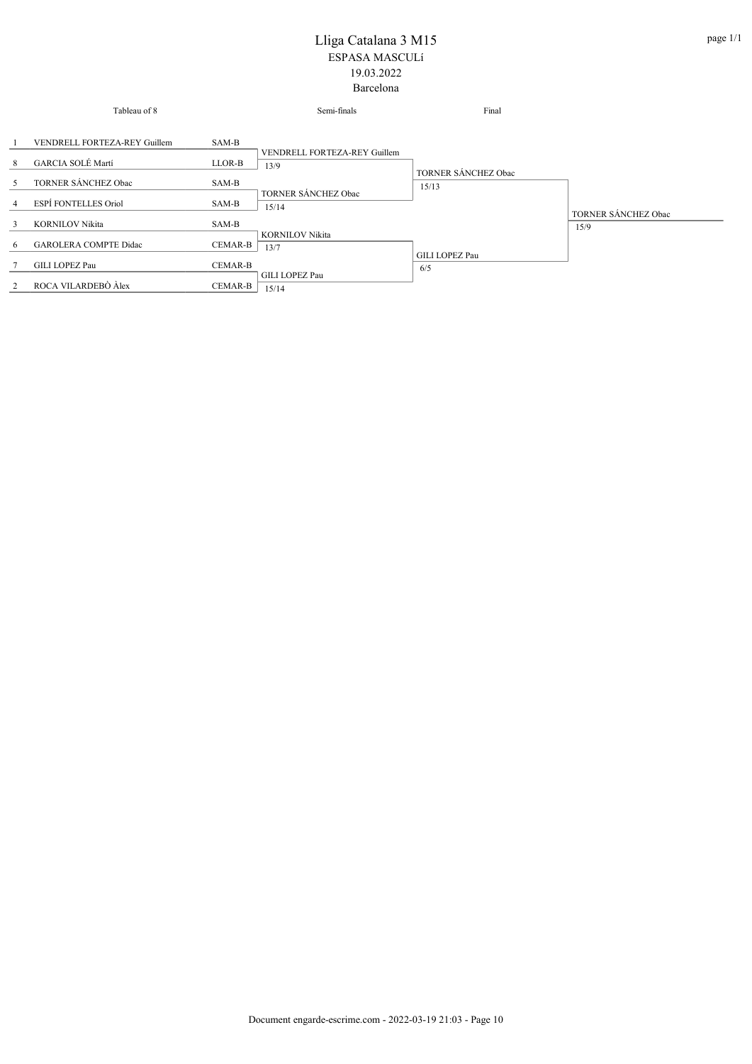# Lliga Catalana 3 M15

ESPASA MASCULí

19.03.2022

Barcelona

| Tableau of 8 | | | Semi-finals | Final | |
|---|---|---|---|---|---|
| 1 | VENDRELL FORTEZA-REY Guillem | SAM-B | VENDRELL FORTEZA-REY Guillem 13/9 | TORNER SÁNCHEZ Obac 15/13 | TORNER SÁNCHEZ Obac 15/9 |
| 8 | GARCIA SOLÉ Martí | LLOR-B | | | |
| 5 | TORNER SÁNCHEZ Obac | SAM-B | TORNER SÁNCHEZ Obac 15/14 | | |
| 4 | ESPÍ FONTELLES Oriol | SAM-B | | | |
| 3 | KORNILOV Nikita | SAM-B | KORNILOV Nikita 13/7 | GILI LOPEZ Pau 6/5 | |
| 6 | GAROLERA COMPTE Didac | CEMAR-B | | | |
| 7 | GILI LOPEZ Pau | CEMAR-B | GILI LOPEZ Pau 15/14 | | |
| 2 | ROCA VILARDEBÒ Àlex | CEMAR-B | | | |

Document engarde-escrime.com - 2022-03-19 21:03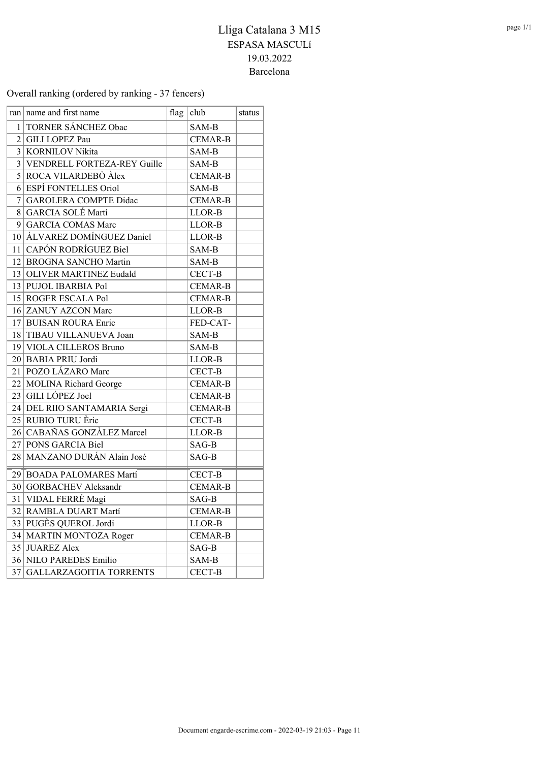# Lliga Catalana 3 M15

## ESPASA MASCULí

19.03.2022

Barcelona

Overall ranking (ordered by ranking - 37 fencers)

| ran | name and first name | flag | club | status |
|---|---|---|---|---|
| 1 | TORNER SÁNCHEZ Obac | | SAM-B | |
| 2 | GILI LOPEZ Pau | | CEMAR-B | |
| 3 | KORNILOV Nikita | | SAM-B | |
| 3 | VENDRELL FORTEZA-REY Guille | | SAM-B | |
| 5 | ROCA VILARDEBÒ Àlex | | CEMAR-B | |
| 6 | ESPÍ FONTELLES Oriol | | SAM-B | |
| 7 | GAROLERA COMPTE Didac | | CEMAR-B | |
| 8 | GARCIA SOLÉ Martí | | LLOR-B | |
| 9 | GARCIA COMAS Marc | | LLOR-B | |
| 10 | ÁLVAREZ DOMÍNGUEZ Daniel | | LLOR-B | |
| 11 | CAPÓN RODRÍGUEZ Biel | | SAM-B | |
| 12 | BROGNA SANCHO Martin | | SAM-B | |
| 13 | OLIVER MARTINEZ Eudald | | CECT-B | |
| 13 | PUJOL IBARBIA Pol | | CEMAR-B | |
| 15 | ROGER ESCALA Pol | | CEMAR-B | |
| 16 | ZANUY AZCON Marc | | LLOR-B | |
| 17 | BUISAN ROURA Enric | | FED-CAT- | |
| 18 | TIBAU VILLANUEVA Joan | | SAM-B | |
| 19 | VIOLA CILLEROS Bruno | | SAM-B | |
| 20 | BABIA PRIU Jordi | | LLOR-B | |
| 21 | POZO LÁZARO Marc | | CECT-B | |
| 22 | MOLINA Richard George | | CEMAR-B | |
| 23 | GILI LÓPEZ Joel | | CEMAR-B | |
| 24 | DEL RIIO SANTAMARIA Sergi | | CEMAR-B | |
| 25 | RUBIO TURU Èric | | CECT-B | |
| 26 | CABAÑAS GONZÀLEZ Marcel | | LLOR-B | |
| 27 | PONS GARCIA Biel | | SAG-B | |
| 28 | MANZANO DURÁN Alain José | | SAG-B | |
| 29 | BOADA PALOMARES Martí | | CECT-B | |
| 30 | GORBACHEV Aleksandr | | CEMAR-B | |
| 31 | VIDAL FERRÉ Magí | | SAG-B | |
| 32 | RAMBLA DUART Martí | | CEMAR-B | |
| 33 | PUGÈS QUEROL Jordi | | LLOR-B | |
| 34 | MARTIN MONTOZA Roger | | CEMAR-B | |
| 35 | JUAREZ Alex | | SAG-B | |
| 36 | NILO PAREDES Emilio | | SAM-B | |
| 37 | GALLARZAGOITIA TORRENTS | | CECT-B | |

Document engarde-escrime.com - 2022-03-19 21:03 - Page 11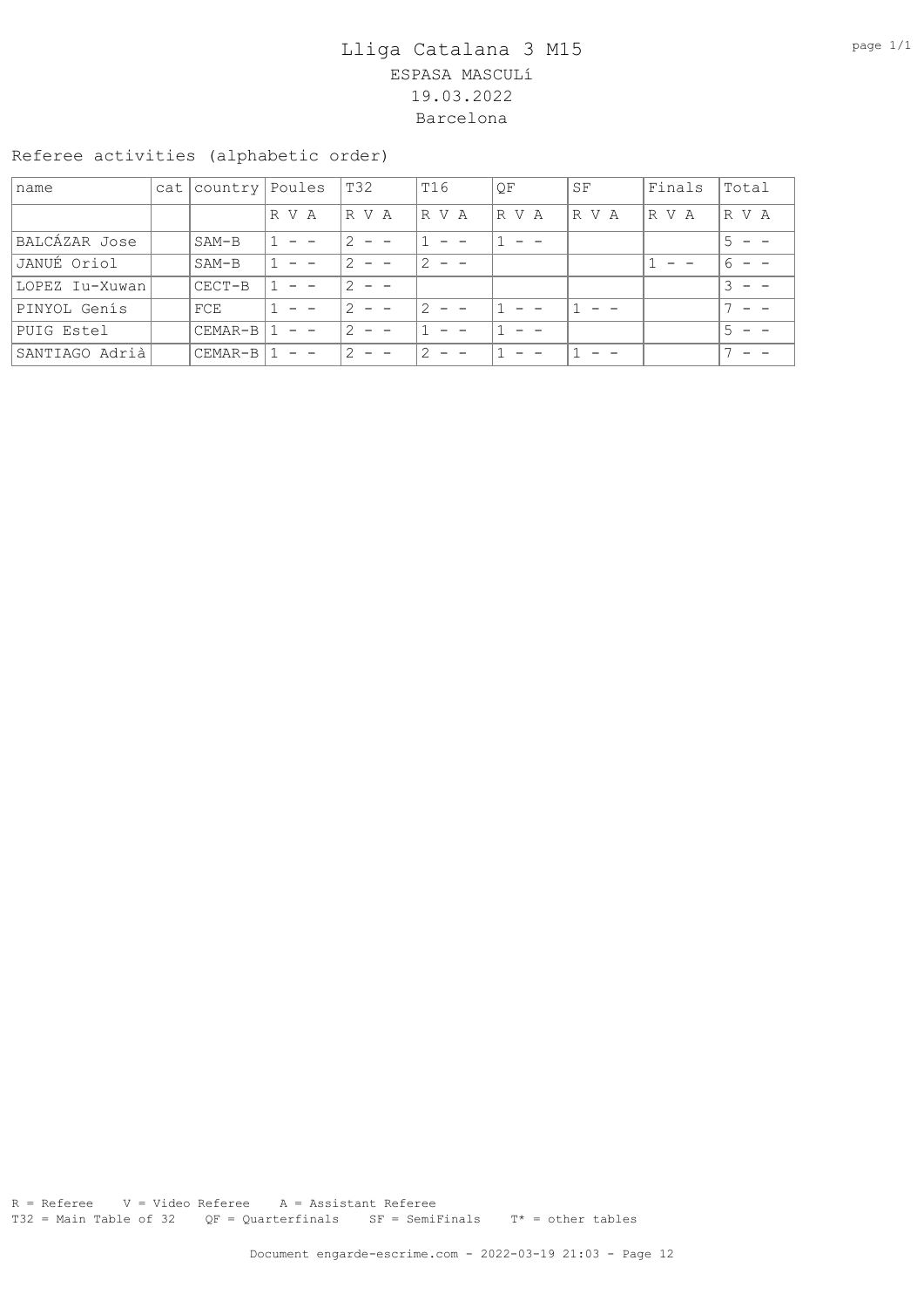# Lliga Catalana 3 M15

ESPASA MASCULí

19.03.2022

Barcelona

Referee activities (alphabetic order)

| name | cat | country | Poules | T32 | T16 | QF | SF | Finals | Total |
|---|---|---|---|---|---|---|---|---|---|
| | | | R V A | R V A | R V A | R V A | R V A | R V A | R V A |
| BALCÁZAR Jose | | SAM-B | 1 - - | 2 - - | 1 - - | 1 - - | | | 5 - - |
| JANUÉ Oriol | | SAM-B | 1 - - | 2 - - | 2 - - | | | 1 - - | 6 - - |
| LOPEZ Iu-Xuwan | | CECT-B | 1 - - | 2 - - | | | | | 3 - - |
| PINYOL Genís | | FCE | 1 - - | 2 - - | 2 - - | 1 - - | 1 - - | | 7 - - |
| PUIG Estel | | CEMAR-B | 1 - - | 2 - - | 1 - - | 1 - - | | | 5 - - |
| SANTIAGO Adrià | | CEMAR-B | 1 - - | 2 - - | 2 - - | 1 - - | 1 - - | | 7 - - |

R = Referee V = Video Referee A = Assistant Referee
T32 = Main Table of 32 QF = Quarterfinals SF = SemiFinals T* = other tables

Document engarde-escrime.com - 2022-03-19 21:03 - Page 12